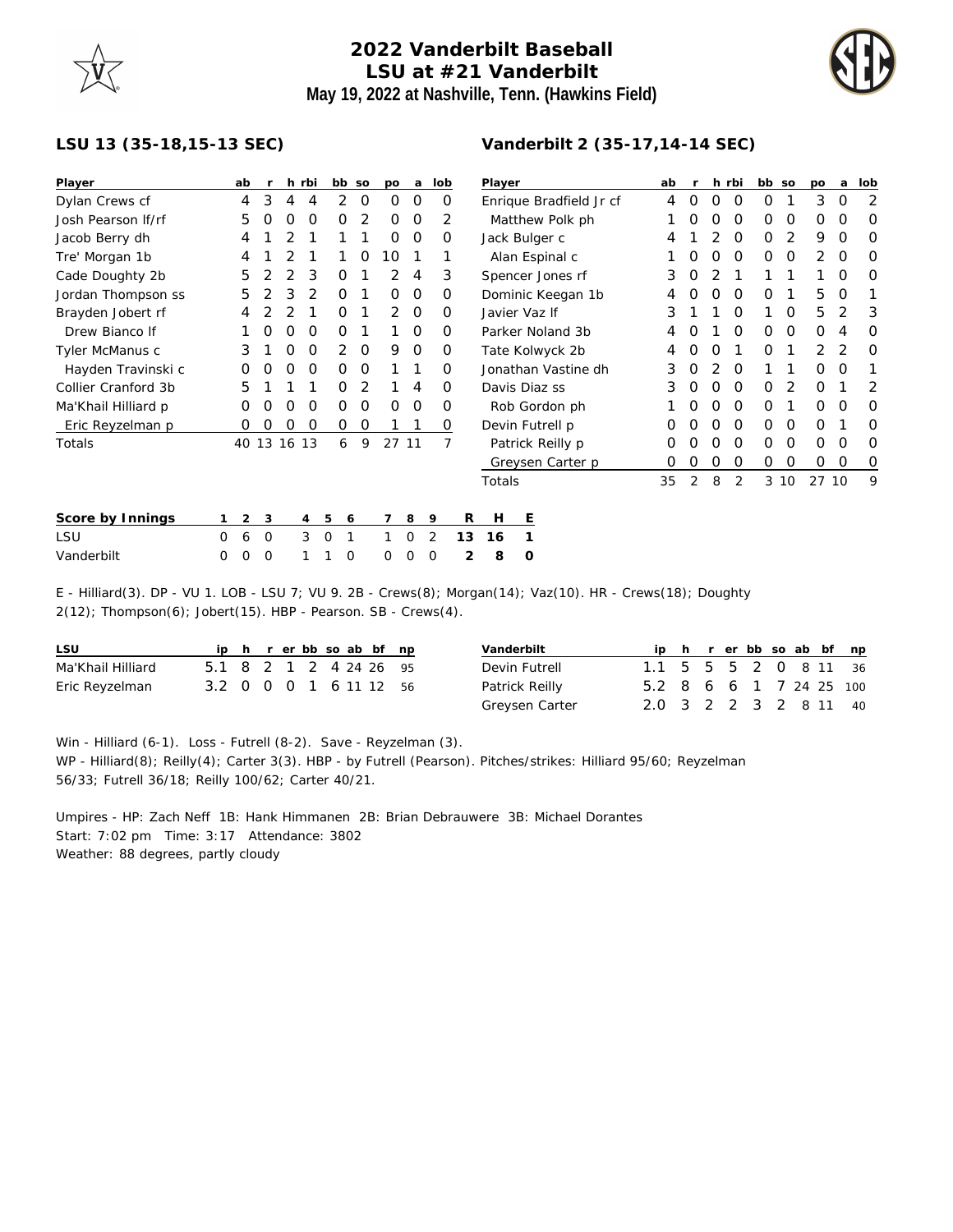# 2022 Vanderbilt Baseball
## LSU at #21 Vanderbilt
### May 19, 2022 at Nashville, Tenn. (Hawkins Field)

**LSU 13 (35-18,15-13 SEC)**

| Player | ab | r | h | rbi | bb | so | po | a | lob |
|---|---|---|---|---|---|---|---|---|---|
| Dylan Crews cf | 4 | 3 | 4 | 4 | 2 | 0 | 0 | 0 | 0 |
| Josh Pearson lf/rf | 5 | 0 | 0 | 0 | 0 | 2 | 0 | 0 | 2 |
| Jacob Berry dh | 4 | 1 | 2 | 1 | 1 | 1 | 0 | 0 | 0 |
| Tre' Morgan 1b | 4 | 1 | 2 | 1 | 1 | 0 | 10 | 1 | 1 |
| Cade Doughty 2b | 5 | 2 | 2 | 3 | 0 | 1 | 2 | 4 | 3 |
| Jordan Thompson ss | 5 | 2 | 3 | 2 | 0 | 1 | 0 | 0 | 0 |
| Brayden Jobert rf | 4 | 2 | 2 | 1 | 0 | 1 | 2 | 0 | 0 |
| Drew Bianco lf | 1 | 0 | 0 | 0 | 0 | 1 | 1 | 0 | 0 |
| Tyler McManus c | 3 | 1 | 0 | 0 | 2 | 0 | 9 | 0 | 0 |
| Hayden Travinski c | 0 | 0 | 0 | 0 | 0 | 0 | 1 | 1 | 0 |
| Collier Cranford 3b | 5 | 1 | 1 | 1 | 0 | 2 | 1 | 4 | 0 |
| Ma'Khail Hilliard p | 0 | 0 | 0 | 0 | 0 | 0 | 0 | 0 | 0 |
| Eric Reyzelman p | 0 | 0 | 0 | 0 | 0 | 0 | 1 | 1 | 0 |
| Totals | 40 | 13 | 16 | 13 | 6 | 9 | 27 | 11 | 7 |

**Vanderbilt 2 (35-17,14-14 SEC)**

| Player | ab | r | h | rbi | bb | so | po | a | lob |
|---|---|---|---|---|---|---|---|---|---|
| Enrique Bradfield Jr cf | 4 | 0 | 0 | 0 | 0 | 1 | 3 | 0 | 2 |
| Matthew Polk ph | 1 | 0 | 0 | 0 | 0 | 0 | 0 | 0 | 0 |
| Jack Bulger c | 4 | 1 | 2 | 0 | 0 | 2 | 9 | 0 | 0 |
| Alan Espinal c | 1 | 0 | 0 | 0 | 0 | 0 | 2 | 0 | 0 |
| Spencer Jones rf | 3 | 0 | 2 | 1 | 1 | 1 | 1 | 0 | 0 |
| Dominic Keegan 1b | 4 | 0 | 0 | 0 | 0 | 1 | 5 | 0 | 1 |
| Javier Vaz lf | 3 | 1 | 1 | 0 | 1 | 0 | 5 | 2 | 3 |
| Parker Noland 3b | 4 | 0 | 1 | 0 | 0 | 0 | 0 | 4 | 0 |
| Tate Kolwyck 2b | 4 | 0 | 0 | 1 | 0 | 1 | 2 | 2 | 0 |
| Jonathan Vastine dh | 3 | 0 | 2 | 0 | 1 | 1 | 0 | 0 | 1 |
| Davis Diaz ss | 3 | 0 | 0 | 0 | 0 | 2 | 0 | 1 | 2 |
| Rob Gordon ph | 1 | 0 | 0 | 0 | 0 | 1 | 0 | 0 | 0 |
| Devin Futrell p | 0 | 0 | 0 | 0 | 0 | 0 | 0 | 1 | 0 |
| Patrick Reilly p | 0 | 0 | 0 | 0 | 0 | 0 | 0 | 0 | 0 |
| Greysen Carter p | 0 | 0 | 0 | 0 | 0 | 0 | 0 | 0 | 0 |
| Totals | 35 | 2 | 8 | 2 | 3 | 10 | 27 | 10 | 9 |

| Score by Innings | 1 | 2 | 3 | 4 | 5 | 6 | 7 | 8 | 9 | R | H | E |
|---|---|---|---|---|---|---|---|---|---|---|---|---|
| LSU | 0 | 6 | 0 | 3 | 0 | 1 | 1 | 0 | 2 | 13 | 16 | 1 |
| Vanderbilt | 0 | 0 | 0 | 1 | 1 | 0 | 0 | 0 | 0 | 2 | 8 | 0 |

E - Hilliard(3). DP - VU 1. LOB - LSU 7; VU 9. 2B - Crews(8); Morgan(14); Vaz(10). HR - Crews(18); Doughty 2(12); Thompson(6); Jobert(15). HBP - Pearson. SB - Crews(4).

| LSU | ip | h | r | er | bb | so | ab | bf | np |
|---|---|---|---|---|---|---|---|---|---|
| Ma'Khail Hilliard | 5.1 | 8 | 2 | 1 | 2 | 4 | 24 | 26 | 95 |
| Eric Reyzelman | 3.2 | 0 | 0 | 0 | 1 | 6 | 11 | 12 | 56 |

| Vanderbilt | ip | h | r | er | bb | so | ab | bf | np |
|---|---|---|---|---|---|---|---|---|---|
| Devin Futrell | 1.1 | 5 | 5 | 5 | 2 | 0 | 8 | 11 | 36 |
| Patrick Reilly | 5.2 | 8 | 6 | 6 | 1 | 7 | 24 | 25 | 100 |
| Greysen Carter | 2.0 | 3 | 2 | 2 | 3 | 2 | 8 | 11 | 40 |

Win - Hilliard (6-1). Loss - Futrell (8-2). Save - Reyzelman (3).
WP - Hilliard(8); Reilly(4); Carter 3(3). HBP - by Futrell (Pearson). Pitches/strikes: Hilliard 95/60; Reyzelman 56/33; Futrell 36/18; Reilly 100/62; Carter 40/21.

Umpires - HP: Zach Neff 1B: Hank Himmanen 2B: Brian Debrauwere 3B: Michael Dorantes
Start: 7:02 pm Time: 3:17 Attendance: 3802
Weather: 88 degrees, partly cloudy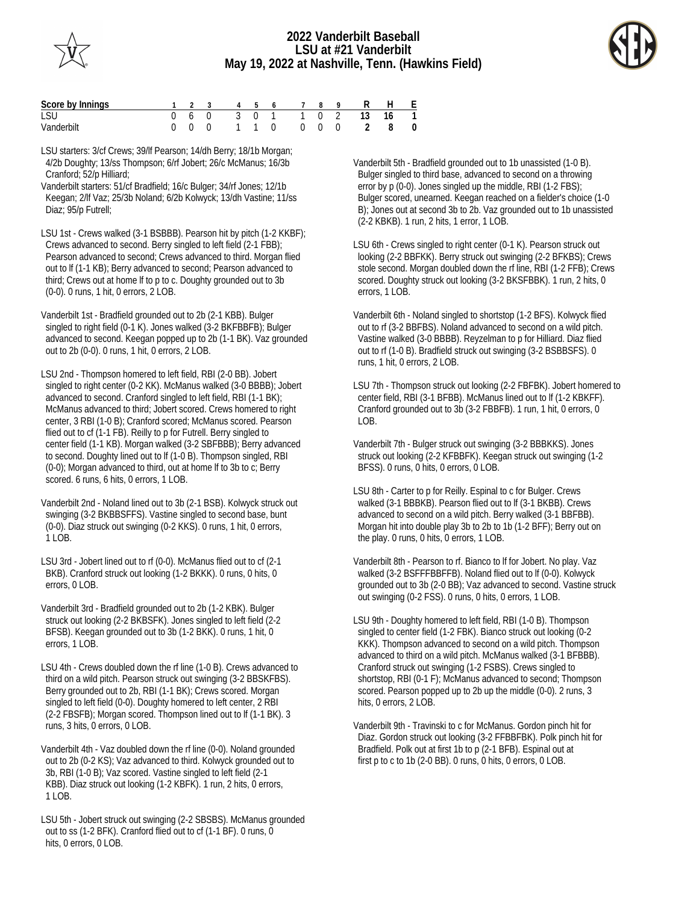# 2022 Vanderbilt Baseball
## LSU at #21 Vanderbilt
## May 19, 2022 at Nashville, Tenn. (Hawkins Field)

| Score by Innings | 1 | 2 | 3 | 4 | 5 | 6 | 7 | 8 | 9 | R | H | E |
|---|---|---|---|---|---|---|---|---|---|---|---|---|
| LSU | 0 | 6 | 0 | 3 | 0 | 1 | 1 | 0 | 2 | **13** | **16** | **1** |
| Vanderbilt | 0 | 0 | 0 | 1 | 1 | 0 | 0 | 0 | 0 | **2** | **8** | **0** |

LSU starters: 3/cf Crews; 39/lf Pearson; 14/dh Berry; 18/1b Morgan; 4/2b Doughty; 13/ss Thompson; 6/rf Jobert; 26/c McManus; 16/3b Cranford; 52/p Hilliard;

Vanderbilt starters: 51/cf Bradfield; 16/c Bulger; 34/rf Jones; 12/1b Keegan; 2/lf Vaz; 25/3b Noland; 6/2b Kolwyck; 13/dh Vastine; 11/ss Diaz; 95/p Futrell;

LSU 1st - Crews walked (3-1 BSBBB). Pearson hit by pitch (1-2 KKBF); Crews advanced to second. Berry singled to left field (2-1 FBB); Pearson advanced to second; Crews advanced to third. Morgan flied out to lf (1-1 KB); Berry advanced to second; Pearson advanced to third; Crews out at home lf to p to c. Doughty grounded out to 3b (0-0). 0 runs, 1 hit, 0 errors, 2 LOB.

Vanderbilt 1st - Bradfield grounded out to 2b (2-1 KBB). Bulger singled to right field (0-1 K). Jones walked (3-2 BKFBBFB); Bulger advanced to second. Keegan popped up to 2b (1-1 BK). Vaz grounded out to 2b (0-0). 0 runs, 1 hit, 0 errors, 2 LOB.

LSU 2nd - Thompson homered to left field, RBI (2-0 BB). Jobert singled to right center (0-2 KK). McManus walked (3-0 BBBB); Jobert advanced to second. Cranford singled to left field, RBI (1-1 BK); McManus advanced to third; Jobert scored. Crews homered to right center, 3 RBI (1-0 B); Cranford scored; McManus scored. Pearson flied out to cf (1-1 FB). Reilly to p for Futrell. Berry singled to center field (1-1 KB). Morgan walked (3-2 SBFBBB); Berry advanced to second. Doughty lined out to lf (1-0 B). Thompson singled, RBI (0-0); Morgan advanced to third, out at home lf to 3b to c; Berry scored. 6 runs, 6 hits, 0 errors, 1 LOB.

Vanderbilt 2nd - Noland lined out to 3b (2-1 BSB). Kolwyck struck out swinging (3-2 BKBBSFFS). Vastine singled to second base, bunt (0-0). Diaz struck out swinging (0-2 KKS). 0 runs, 1 hit, 0 errors, 1 LOB.

LSU 3rd - Jobert lined out to rf (0-0). McManus flied out to cf (2-1 BKB). Cranford struck out looking (1-2 BKKK). 0 runs, 0 hits, 0 errors, 0 LOB.

Vanderbilt 3rd - Bradfield grounded out to 2b (1-2 KBK). Bulger struck out looking (2-2 BKBSFK). Jones singled to left field (2-2 BFSB). Keegan grounded out to 3b (1-2 BKK). 0 runs, 1 hit, 0 errors, 1 LOB.

LSU 4th - Crews doubled down the rf line (1-0 B). Crews advanced to third on a wild pitch. Pearson struck out swinging (3-2 BBSKFBS). Berry grounded out to 2b, RBI (1-1 BK); Crews scored. Morgan singled to left field (0-0). Doughty homered to left center, 2 RBI (2-2 FBSFB); Morgan scored. Thompson lined out to lf (1-1 BK). 3 runs, 3 hits, 0 errors, 0 LOB.

Vanderbilt 4th - Vaz doubled down the rf line (0-0). Noland grounded out to 2b (0-2 KS); Vaz advanced to third. Kolwyck grounded out to 3b, RBI (1-0 B); Vaz scored. Vastine singled to left field (2-1 KBB). Diaz struck out looking (1-2 KBFK). 1 run, 2 hits, 0 errors, 1 LOB.

LSU 5th - Jobert struck out swinging (2-2 SBSBS). McManus grounded out to ss (1-2 BFK). Cranford flied out to cf (1-1 BF). 0 runs, 0 hits, 0 errors, 0 LOB.

Vanderbilt 5th - Bradfield grounded out to 1b unassisted (1-0 B). Bulger singled to third base, advanced to second on a throwing error by p (0-0). Jones singled up the middle, RBI (1-2 FBS); Bulger scored, unearned. Keegan reached on a fielder's choice (1-0 B); Jones out at second 3b to 2b. Vaz grounded out to 1b unassisted (2-2 KBKB). 1 run, 2 hits, 1 error, 1 LOB.

LSU 6th - Crews singled to right center (0-1 K). Pearson struck out looking (2-2 BBFKK). Berry struck out swinging (2-2 BFKBS); Crews stole second. Morgan doubled down the rf line, RBI (1-2 FFB); Crews scored. Doughty struck out looking (3-2 BKSFBBK). 1 run, 2 hits, 0 errors, 1 LOB.

Vanderbilt 6th - Noland singled to shortstop (1-2 BFS). Kolwyck flied out to rf (3-2 BBFBS). Noland advanced to second on a wild pitch. Vastine walked (3-0 BBBB). Reyzelman to p for Hilliard. Diaz flied out to rf (1-0 B). Bradfield struck out swinging (3-2 BSBBSFS). 0 runs, 1 hit, 0 errors, 2 LOB.

LSU 7th - Thompson struck out looking (2-2 FBFBK). Jobert homered to center field, RBI (3-1 BFBB). McManus lined out to lf (1-2 KBKFF). Cranford grounded out to 3b (3-2 FBBFB). 1 run, 1 hit, 0 errors, 0 LOB.

Vanderbilt 7th - Bulger struck out swinging (3-2 BBBKKS). Jones struck out looking (2-2 KFBBFK). Keegan struck out swinging (1-2 BFSS). 0 runs, 0 hits, 0 errors, 0 LOB.

LSU 8th - Carter to p for Reilly. Espinal to c for Bulger. Crews walked (3-1 BBBKB). Pearson flied out to lf (3-1 BKBB). Crews advanced to second on a wild pitch. Berry walked (3-1 BBFBB). Morgan hit into double play 3b to 2b to 1b (1-2 BFF); Berry out on the play. 0 runs, 0 hits, 0 errors, 1 LOB.

Vanderbilt 8th - Pearson to rf. Bianco to lf for Jobert. No play. Vaz walked (3-2 BSFFFBBFFB). Noland flied out to lf (0-0). Kolwyck grounded out to 3b (2-0 BB); Vaz advanced to second. Vastine struck out swinging (0-2 FSS). 0 runs, 0 hits, 0 errors, 1 LOB.

LSU 9th - Doughty homered to left field, RBI (1-0 B). Thompson singled to center field (1-2 FBK). Bianco struck out looking (0-2 KKK). Thompson advanced to second on a wild pitch. Thompson advanced to third on a wild pitch. McManus walked (3-1 BFBBB). Cranford struck out swinging (1-2 FSBS). Crews singled to shortstop, RBI (0-1 F); McManus advanced to second; Thompson scored. Pearson popped up to 2b up the middle (0-0). 2 runs, 3 hits, 0 errors, 2 LOB.

Vanderbilt 9th - Travinski to c for McManus. Gordon pinch hit for Diaz. Gordon struck out looking (3-2 FFBBFBK). Polk pinch hit for Bradfield. Polk out at first 1b to p (2-1 BFB). Espinal out at first p to c to 1b (2-0 BB). 0 runs, 0 hits, 0 errors, 0 LOB.